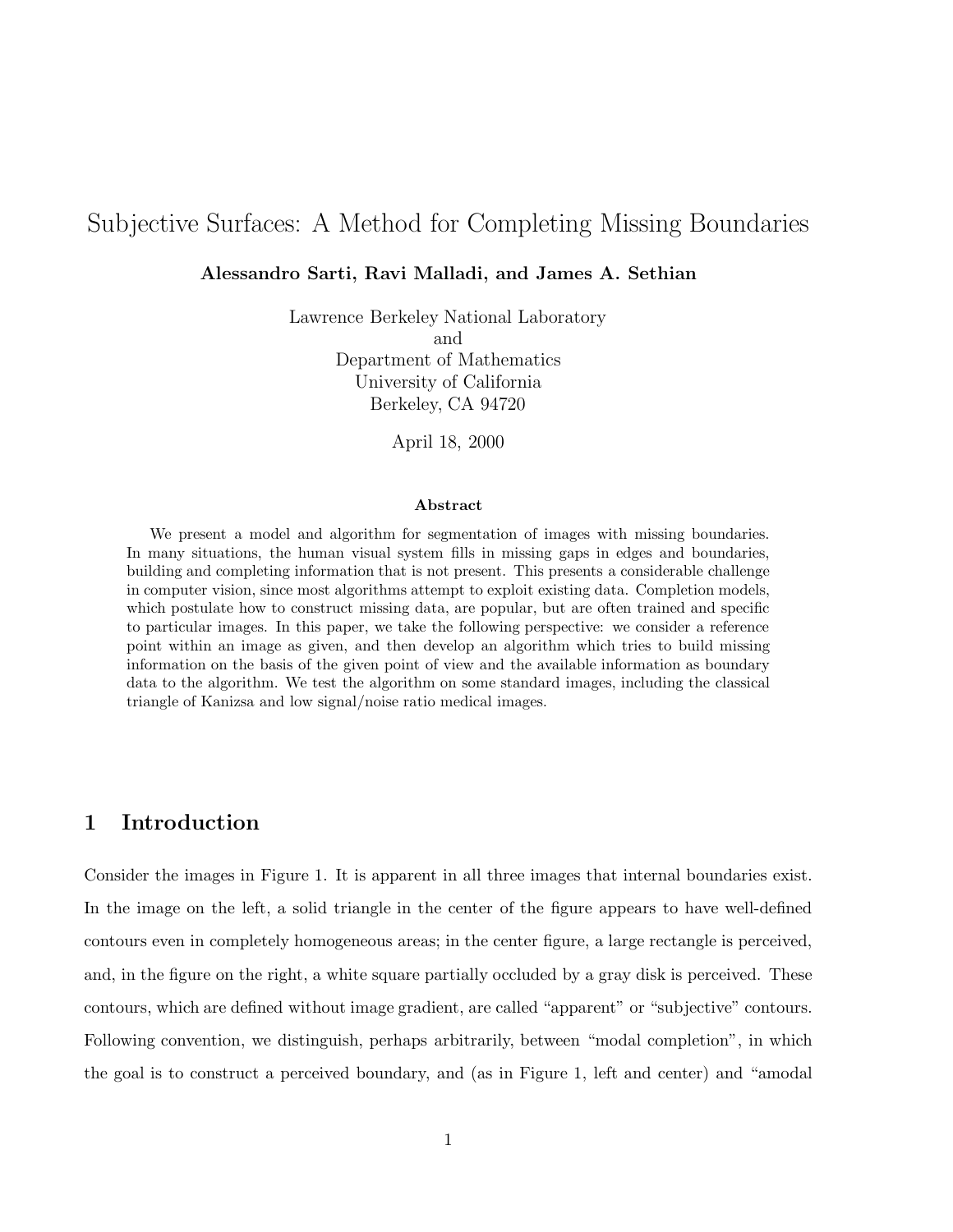# Subjective Surfaces: A Method for Completing Missing Boundaries

**Alessandro Sarti, Ravi Malladi, and James A. Sethian**

Lawrence Berkeley National Laboratory
and
Department of Mathematics
University of California
Berkeley, CA 94720

April 18, 2000

### Abstract

We present a model and algorithm for segmentation of images with missing boundaries. In many situations, the human visual system fills in missing gaps in edges and boundaries, building and completing information that is not present. This presents a considerable challenge in computer vision, since most algorithms attempt to exploit existing data. Completion models, which postulate how to construct missing data, are popular, but are often trained and specific to particular images. In this paper, we take the following perspective: we consider a reference point within an image as given, and then develop an algorithm which tries to build missing information on the basis of the given point of view and the available information as boundary data to the algorithm. We test the algorithm on some standard images, including the classical triangle of Kanizsa and low signal/noise ratio medical images.

## 1 Introduction

Consider the images in Figure 1. It is apparent in all three images that internal boundaries exist. In the image on the left, a solid triangle in the center of the figure appears to have well-defined contours even in completely homogeneous areas; in the center figure, a large rectangle is perceived, and, in the figure on the right, a white square partially occluded by a gray disk is perceived. These contours, which are defined without image gradient, are called "apparent" or "subjective" contours. Following convention, we distinguish, perhaps arbitrarily, between "modal completion", in which the goal is to construct a perceived boundary, and (as in Figure 1, left and center) and "amodal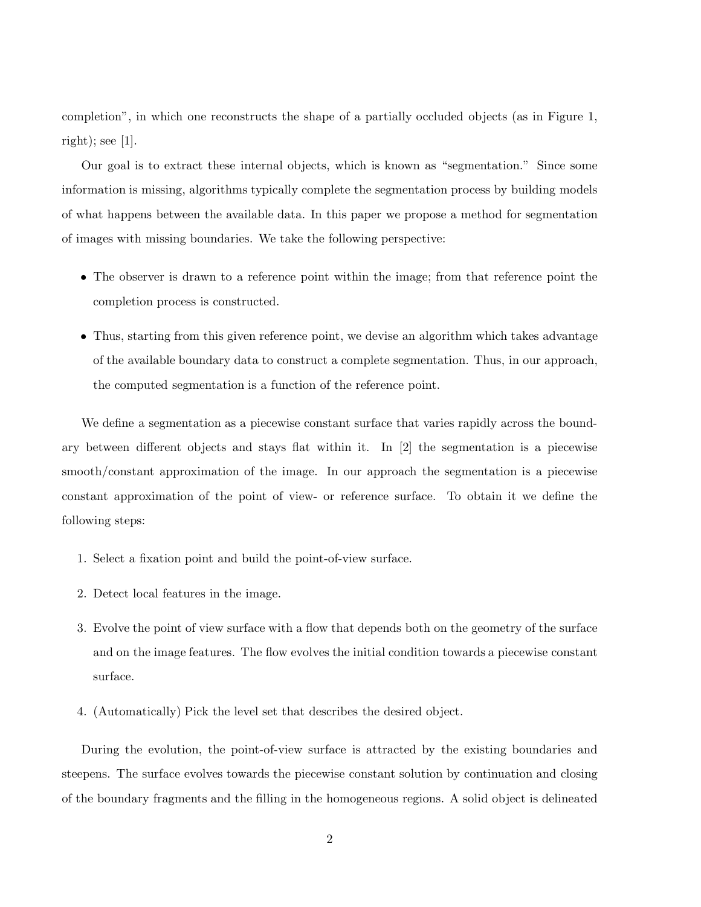completion", in which one reconstructs the shape of a partially occluded objects (as in Figure 1, right); see [1].

Our goal is to extract these internal objects, which is known as "segmentation." Since some information is missing, algorithms typically complete the segmentation process by building models of what happens between the available data. In this paper we propose a method for segmentation of images with missing boundaries. We take the following perspective:

- The observer is drawn to a reference point within the image; from that reference point the completion process is constructed.
- Thus, starting from this given reference point, we devise an algorithm which takes advantage of the available boundary data to construct a complete segmentation. Thus, in our approach, the computed segmentation is a function of the reference point.

We define a segmentation as a piecewise constant surface that varies rapidly across the boundary between different objects and stays flat within it. In [2] the segmentation is a piecewise smooth/constant approximation of the image. In our approach the segmentation is a piecewise constant approximation of the point of view- or reference surface. To obtain it we define the following steps:

1. Select a fixation point and build the point-of-view surface.
2. Detect local features in the image.
3. Evolve the point of view surface with a flow that depends both on the geometry of the surface and on the image features. The flow evolves the initial condition towards a piecewise constant surface.
4. (Automatically) Pick the level set that describes the desired object.

During the evolution, the point-of-view surface is attracted by the existing boundaries and steepens. The surface evolves towards the piecewise constant solution by continuation and closing of the boundary fragments and the filling in the homogeneous regions. A solid object is delineated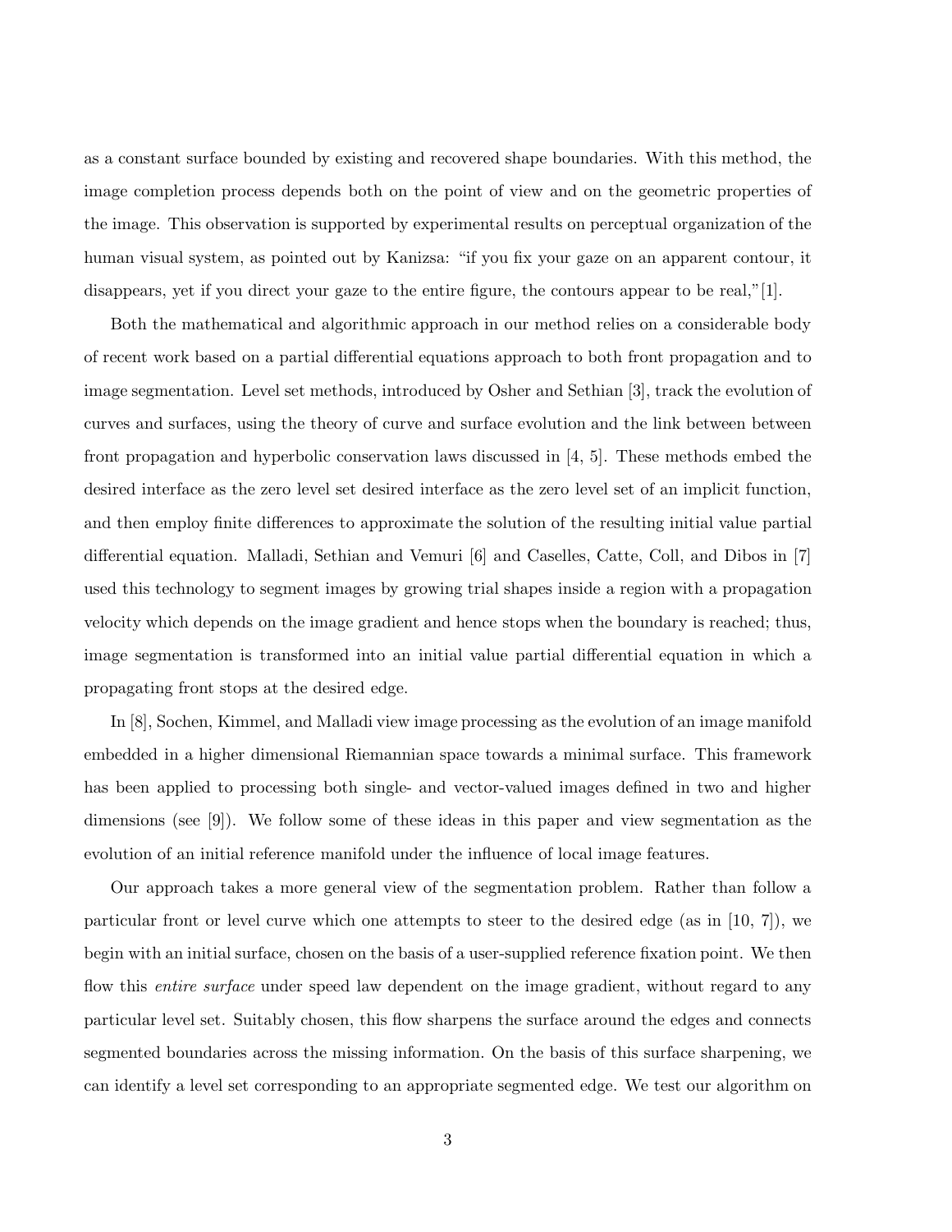as a constant surface bounded by existing and recovered shape boundaries. With this method, the image completion process depends both on the point of view and on the geometric properties of the image. This observation is supported by experimental results on perceptual organization of the human visual system, as pointed out by Kanizsa: "if you fix your gaze on an apparent contour, it disappears, yet if you direct your gaze to the entire figure, the contours appear to be real,"[1].

Both the mathematical and algorithmic approach in our method relies on a considerable body of recent work based on a partial differential equations approach to both front propagation and to image segmentation. Level set methods, introduced by Osher and Sethian [3], track the evolution of curves and surfaces, using the theory of curve and surface evolution and the link between between front propagation and hyperbolic conservation laws discussed in [4, 5]. These methods embed the desired interface as the zero level set desired interface as the zero level set of an implicit function, and then employ finite differences to approximate the solution of the resulting initial value partial differential equation. Malladi, Sethian and Vemuri [6] and Caselles, Catte, Coll, and Dibos in [7] used this technology to segment images by growing trial shapes inside a region with a propagation velocity which depends on the image gradient and hence stops when the boundary is reached; thus, image segmentation is transformed into an initial value partial differential equation in which a propagating front stops at the desired edge.

In [8], Sochen, Kimmel, and Malladi view image processing as the evolution of an image manifold embedded in a higher dimensional Riemannian space towards a minimal surface. This framework has been applied to processing both single- and vector-valued images defined in two and higher dimensions (see [9]). We follow some of these ideas in this paper and view segmentation as the evolution of an initial reference manifold under the influence of local image features.

Our approach takes a more general view of the segmentation problem. Rather than follow a particular front or level curve which one attempts to steer to the desired edge (as in [10, 7]), we begin with an initial surface, chosen on the basis of a user-supplied reference fixation point. We then flow this *entire surface* under speed law dependent on the image gradient, without regard to any particular level set. Suitably chosen, this flow sharpens the surface around the edges and connects segmented boundaries across the missing information. On the basis of this surface sharpening, we can identify a level set corresponding to an appropriate segmented edge. We test our algorithm on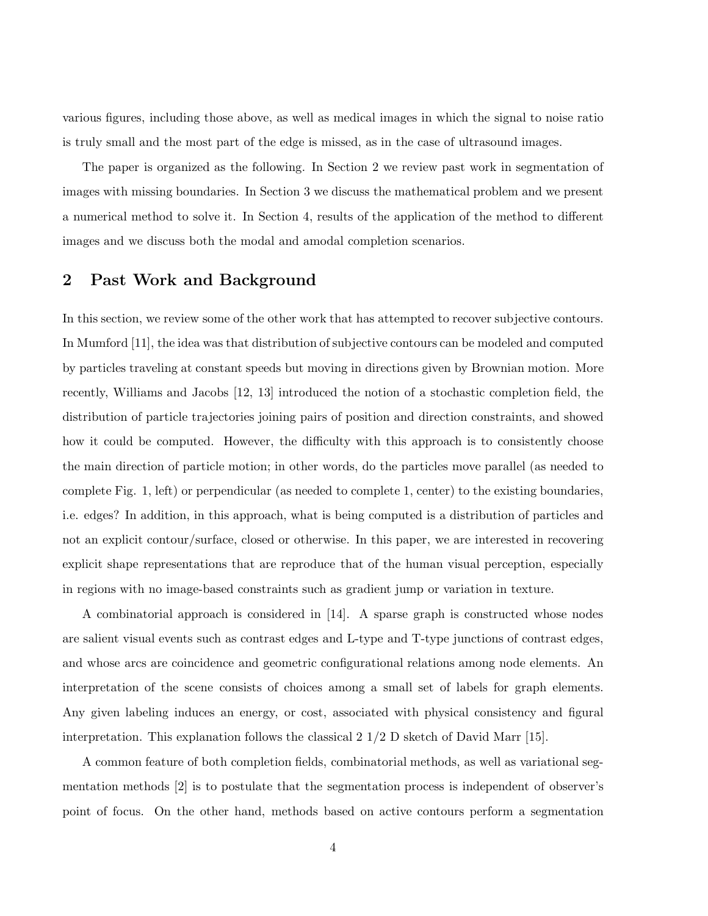various figures, including those above, as well as medical images in which the signal to noise ratio is truly small and the most part of the edge is missed, as in the case of ultrasound images.

The paper is organized as the following. In Section 2 we review past work in segmentation of images with missing boundaries. In Section 3 we discuss the mathematical problem and we present a numerical method to solve it. In Section 4, results of the application of the method to different images and we discuss both the modal and amodal completion scenarios.

## 2 Past Work and Background

In this section, we review some of the other work that has attempted to recover subjective contours. In Mumford [11], the idea was that distribution of subjective contours can be modeled and computed by particles traveling at constant speeds but moving in directions given by Brownian motion. More recently, Williams and Jacobs [12, 13] introduced the notion of a stochastic completion field, the distribution of particle trajectories joining pairs of position and direction constraints, and showed how it could be computed. However, the difficulty with this approach is to consistently choose the main direction of particle motion; in other words, do the particles move parallel (as needed to complete Fig. 1, left) or perpendicular (as needed to complete 1, center) to the existing boundaries, i.e. edges? In addition, in this approach, what is being computed is a distribution of particles and not an explicit contour/surface, closed or otherwise. In this paper, we are interested in recovering explicit shape representations that are reproduce that of the human visual perception, especially in regions with no image-based constraints such as gradient jump or variation in texture.

A combinatorial approach is considered in [14]. A sparse graph is constructed whose nodes are salient visual events such as contrast edges and L-type and T-type junctions of contrast edges, and whose arcs are coincidence and geometric configurational relations among node elements. An interpretation of the scene consists of choices among a small set of labels for graph elements. Any given labeling induces an energy, or cost, associated with physical consistency and figural interpretation. This explanation follows the classical 2 1/2 D sketch of David Marr [15].

A common feature of both completion fields, combinatorial methods, as well as variational segmentation methods [2] is to postulate that the segmentation process is independent of observer's point of focus. On the other hand, methods based on active contours perform a segmentation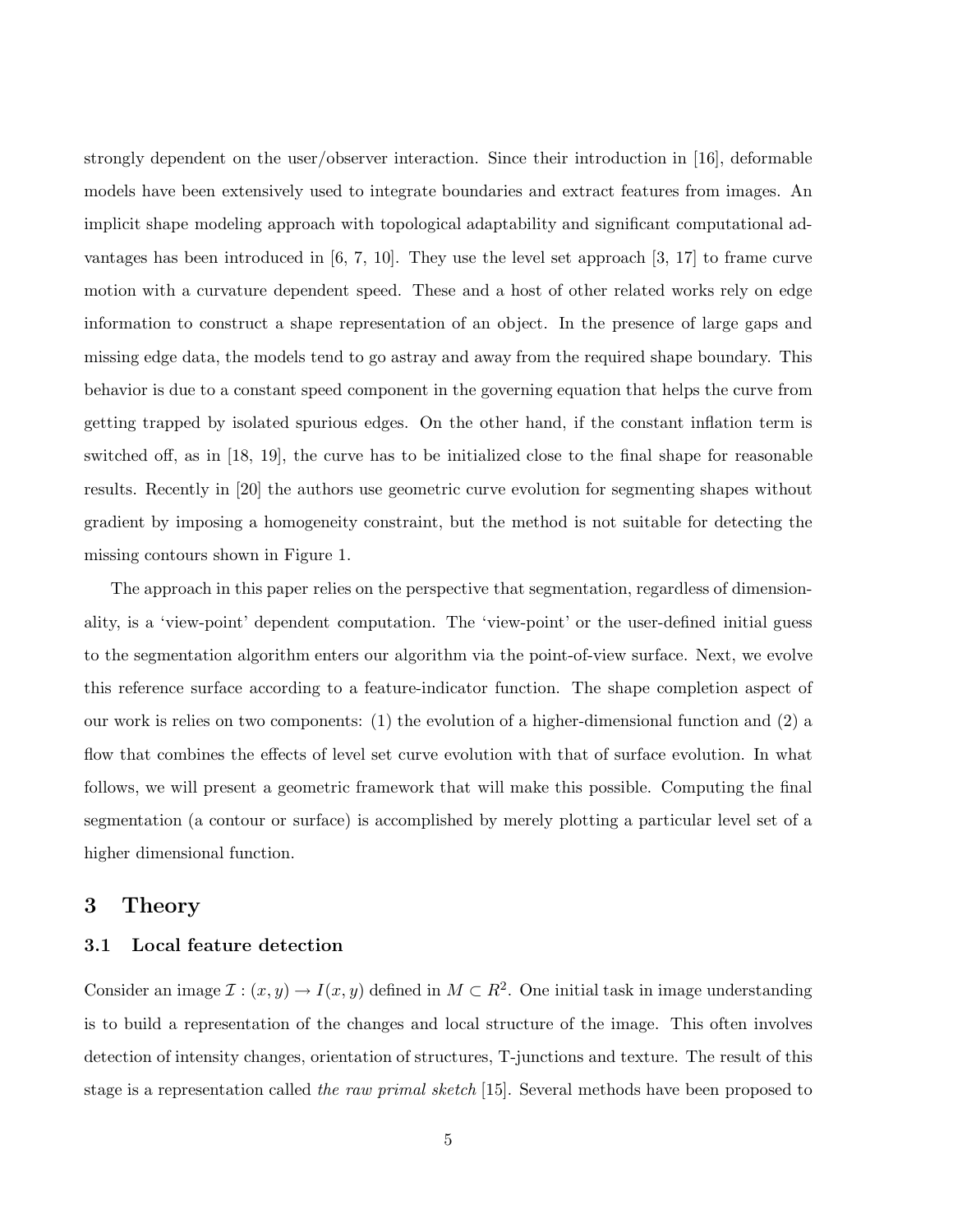strongly dependent on the user/observer interaction. Since their introduction in [16], deformable models have been extensively used to integrate boundaries and extract features from images. An implicit shape modeling approach with topological adaptability and significant computational advantages has been introduced in [6, 7, 10]. They use the level set approach [3, 17] to frame curve motion with a curvature dependent speed. These and a host of other related works rely on edge information to construct a shape representation of an object. In the presence of large gaps and missing edge data, the models tend to go astray and away from the required shape boundary. This behavior is due to a constant speed component in the governing equation that helps the curve from getting trapped by isolated spurious edges. On the other hand, if the constant inflation term is switched off, as in [18, 19], the curve has to be initialized close to the final shape for reasonable results. Recently in [20] the authors use geometric curve evolution for segmenting shapes without gradient by imposing a homogeneity constraint, but the method is not suitable for detecting the missing contours shown in Figure 1.

The approach in this paper relies on the perspective that segmentation, regardless of dimensionality, is a 'view-point' dependent computation. The 'view-point' or the user-defined initial guess to the segmentation algorithm enters our algorithm via the point-of-view surface. Next, we evolve this reference surface according to a feature-indicator function. The shape completion aspect of our work is relies on two components: (1) the evolution of a higher-dimensional function and (2) a flow that combines the effects of level set curve evolution with that of surface evolution. In what follows, we will present a geometric framework that will make this possible. Computing the final segmentation (a contour or surface) is accomplished by merely plotting a particular level set of a higher dimensional function.

## 3 Theory

### 3.1 Local feature detection

Consider an image $\mathcal{I} : (x, y) \rightarrow I(x, y)$ defined in $M \subset R^2$. One initial task in image understanding is to build a representation of the changes and local structure of the image. This often involves detection of intensity changes, orientation of structures, T-junctions and texture. The result of this stage is a representation called *the raw primal sketch* [15]. Several methods have been proposed to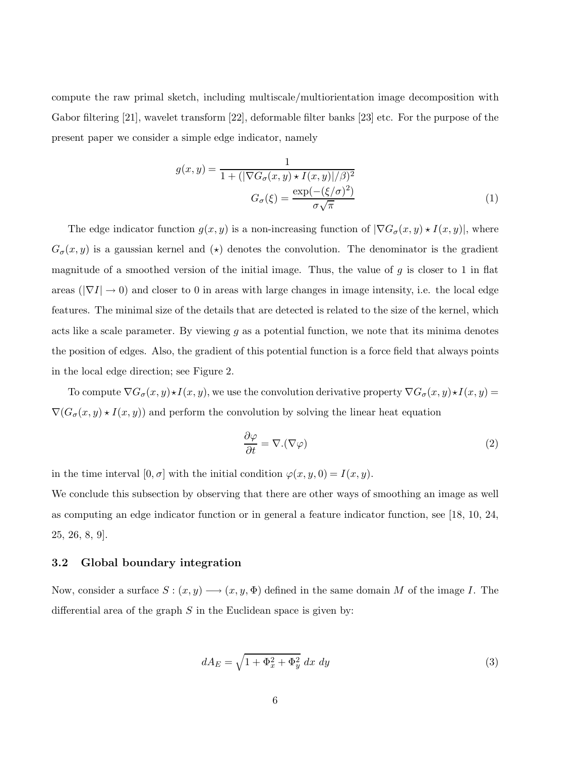compute the raw primal sketch, including multiscale/multiorientation image decomposition with Gabor filtering [21], wavelet transform [22], deformable filter banks [23] etc. For the purpose of the present paper we consider a simple edge indicator, namely

$$
\begin{aligned}
g(x,y) &= \frac{1}{1 + (|\nabla G_\sigma(x,y) \star I(x,y)|/\beta)^2} \\
G_\sigma(\xi) &= \frac{\exp(-(\xi/\sigma)^2)}{\sigma\sqrt{\pi}}
\end{aligned}
\tag{1}
$$

The edge indicator function $g(x, y)$ is a non-increasing function of $|\nabla G_\sigma(x, y) \star I(x, y)|$, where $G_\sigma(x, y)$ is a gaussian kernel and $(\star)$ denotes the convolution. The denominator is the gradient magnitude of a smoothed version of the initial image. Thus, the value of $g$ is closer to 1 in flat areas ($|\nabla I| \to 0$) and closer to 0 in areas with large changes in image intensity, i.e. the local edge features. The minimal size of the details that are detected is related to the size of the kernel, which acts like a scale parameter. By viewing $g$ as a potential function, we note that its minima denotes the position of edges. Also, the gradient of this potential function is a force field that always points in the local edge direction; see Figure 2.

To compute $\nabla G_\sigma(x, y) \star I(x, y)$, we use the convolution derivative property $\nabla G_\sigma(x, y) \star I(x, y) = \nabla(G_\sigma(x, y) \star I(x, y))$ and perform the convolution by solving the linear heat equation

$$
\frac{\partial \varphi}{\partial t} = \nabla.(\nabla \varphi) \tag{2}
$$

in the time interval $[0, \sigma]$ with the initial condition $\varphi(x, y, 0) = I(x, y)$.
We conclude this subsection by observing that there are other ways of smoothing an image as well as computing an edge indicator function or in general a feature indicator function, see [18, 10, 24, 25, 26, 8, 9].

### 3.2 Global boundary integration

Now, consider a surface $S : (x, y) \longrightarrow (x, y, \Phi)$ defined in the same domain $M$ of the image $I$. The differential area of the graph $S$ in the Euclidean space is given by:

$$
dA_E = \sqrt{1 + \Phi_x^2 + \Phi_y^2}\ dx\ dy \tag{3}
$$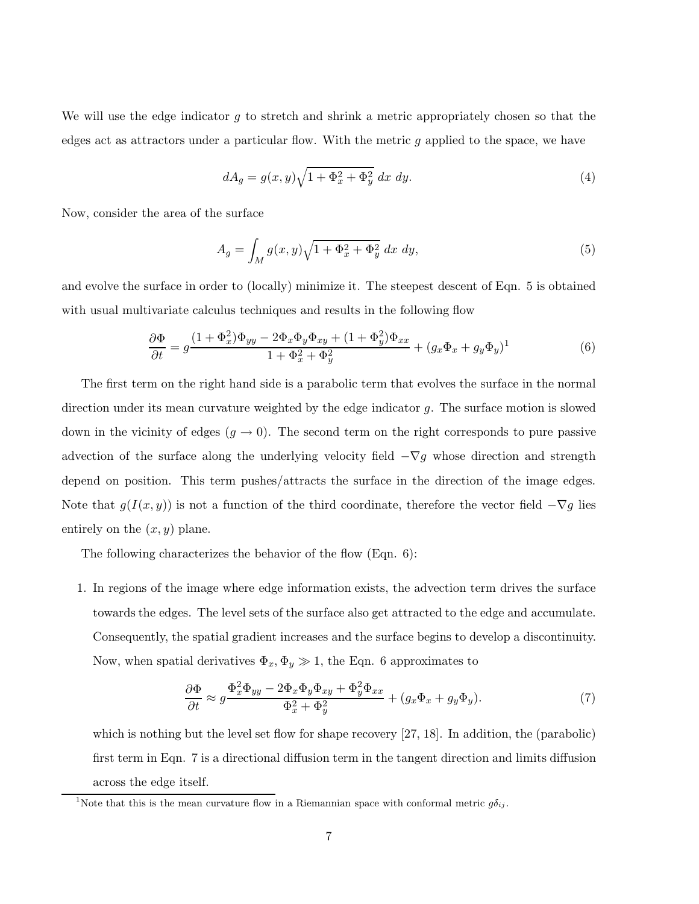We will use the edge indicator $g$ to stretch and shrink a metric appropriately chosen so that the edges act as attractors under a particular flow. With the metric $g$ applied to the space, we have

$$dA_g = g(x, y)\sqrt{1 + \Phi_x^2 + \Phi_y^2}\ dx\ dy. \tag{4}$$

Now, consider the area of the surface

$$A_g = \int_M g(x, y)\sqrt{1 + \Phi_x^2 + \Phi_y^2}\ dx\ dy, \tag{5}$$

and evolve the surface in order to (locally) minimize it. The steepest descent of Eqn. 5 is obtained with usual multivariate calculus techniques and results in the following flow

$$\frac{\partial \Phi}{\partial t} = g\frac{(1 + \Phi_x^2)\Phi_{yy} - 2\Phi_x\Phi_y\Phi_{xy} + (1 + \Phi_y^2)\Phi_{xx}}{1 + \Phi_x^2 + \Phi_y^2} + (g_x\Phi_x + g_y\Phi_y)^1 \tag{6}$$

The first term on the right hand side is a parabolic term that evolves the surface in the normal direction under its mean curvature weighted by the edge indicator $g$. The surface motion is slowed down in the vicinity of edges ($g \to 0$). The second term on the right corresponds to pure passive advection of the surface along the underlying velocity field $-\nabla g$ whose direction and strength depend on position. This term pushes/attracts the surface in the direction of the image edges. Note that $g(I(x, y))$ is not a function of the third coordinate, therefore the vector field $-\nabla g$ lies entirely on the $(x, y)$ plane.

The following characterizes the behavior of the flow (Eqn. 6):

1. In regions of the image where edge information exists, the advection term drives the surface towards the edges. The level sets of the surface also get attracted to the edge and accumulate. Consequently, the spatial gradient increases and the surface begins to develop a discontinuity. Now, when spatial derivatives $\Phi_x, \Phi_y \gg 1$, the Eqn. 6 approximates to

$$\frac{\partial \Phi}{\partial t} \approx g\frac{\Phi_x^2\Phi_{yy} - 2\Phi_x\Phi_y\Phi_{xy} + \Phi_y^2\Phi_{xx}}{\Phi_x^2 + \Phi_y^2} + (g_x\Phi_x + g_y\Phi_y). \tag{7}$$

   which is nothing but the level set flow for shape recovery [27, 18]. In addition, the (parabolic) first term in Eqn. 7 is a directional diffusion term in the tangent direction and limits diffusion across the edge itself.

[1] Note that this is the mean curvature flow in a Riemannian space with conformal metric $g\delta_{ij}$.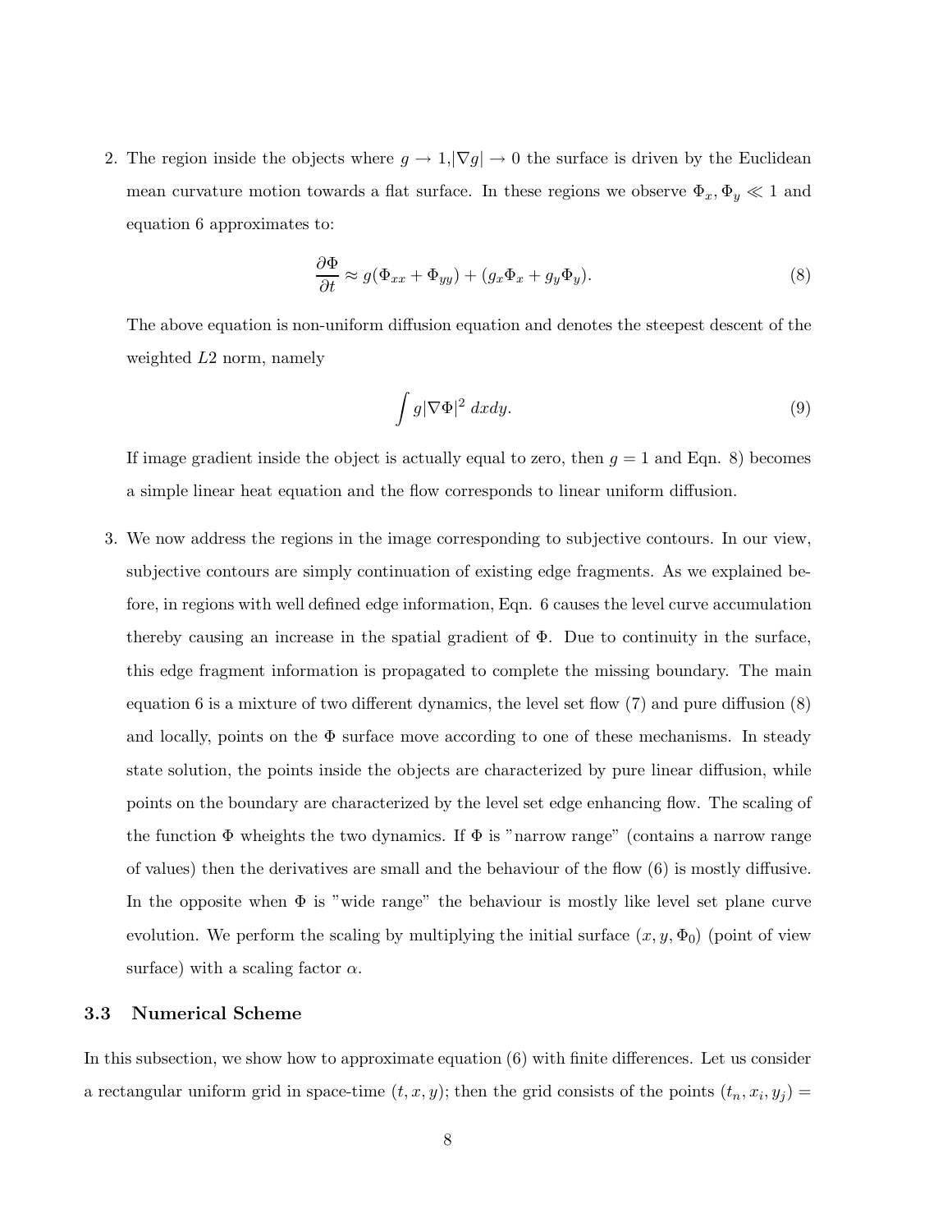2. The region inside the objects where $g \to 1, |\nabla g| \to 0$ the surface is driven by the Euclidean mean curvature motion towards a flat surface. In these regions we observe $\Phi_x, \Phi_y \ll 1$ and equation 6 approximates to:

$$\frac{\partial \Phi}{\partial t} \approx g(\Phi_{xx} + \Phi_{yy}) + (g_x \Phi_x + g_y \Phi_y). \tag{8}$$

   The above equation is non-uniform diffusion equation and denotes the steepest descent of the weighted $L2$ norm, namely

$$\int g |\nabla \Phi|^2 \, dxdy. \tag{9}$$

   If image gradient inside the object is actually equal to zero, then $g = 1$ and Eqn. 8) becomes a simple linear heat equation and the flow corresponds to linear uniform diffusion.

3. We now address the regions in the image corresponding to subjective contours. In our view, subjective contours are simply continuation of existing edge fragments. As we explained before, in regions with well defined edge information, Eqn. 6 causes the level curve accumulation thereby causing an increase in the spatial gradient of $\Phi$. Due to continuity in the surface, this edge fragment information is propagated to complete the missing boundary. The main equation 6 is a mixture of two different dynamics, the level set flow (7) and pure diffusion (8) and locally, points on the $\Phi$ surface move according to one of these mechanisms. In steady state solution, the points inside the objects are characterized by pure linear diffusion, while points on the boundary are characterized by the level set edge enhancing flow. The scaling of the function $\Phi$ wheights the two dynamics. If $\Phi$ is "narrow range" (contains a narrow range of values) then the derivatives are small and the behaviour of the flow (6) is mostly diffusive. In the opposite when $\Phi$ is "wide range" the behaviour is mostly like level set plane curve evolution. We perform the scaling by multiplying the initial surface $(x, y, \Phi_0)$ (point of view surface) with a scaling factor $\alpha$.

### 3.3 Numerical Scheme

In this subsection, we show how to approximate equation (6) with finite differences. Let us consider a rectangular uniform grid in space-time $(t, x, y)$; then the grid consists of the points $(t_n, x_i, y_j) =$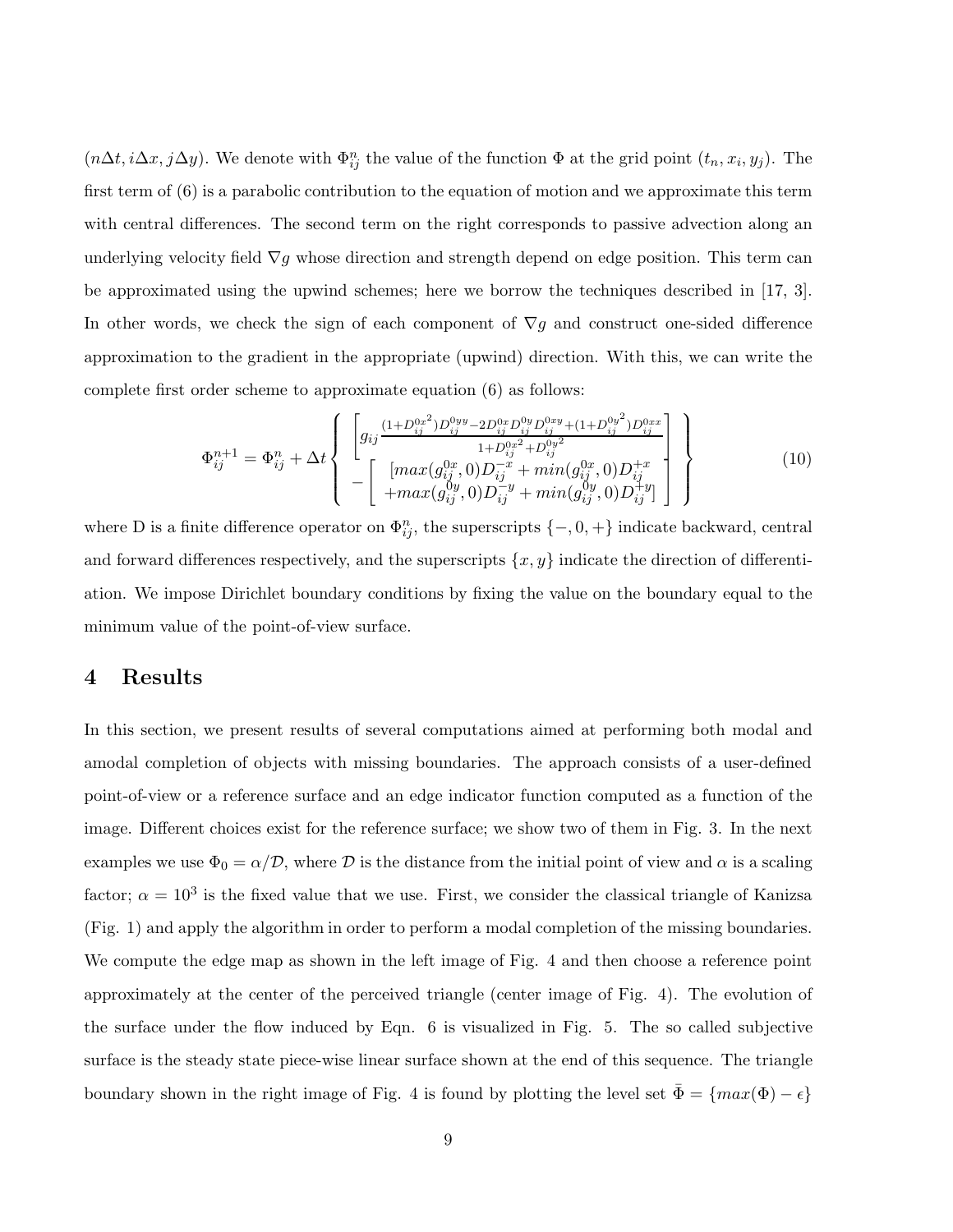$(n\Delta t, i\Delta x, j\Delta y)$. We denote with $\Phi_{ij}^n$ the value of the function $\Phi$ at the grid point $(t_n, x_i, y_j)$. The first term of (6) is a parabolic contribution to the equation of motion and we approximate this term with central differences. The second term on the right corresponds to passive advection along an underlying velocity field $\nabla g$ whose direction and strength depend on edge position. This term can be approximated using the upwind schemes; here we borrow the techniques described in [17, 3]. In other words, we check the sign of each component of $\nabla g$ and construct one-sided difference approximation to the gradient in the appropriate (upwind) direction. With this, we can write the complete first order scheme to approximate equation (6) as follows:

$$\Phi_{ij}^{n+1} = \Phi_{ij}^n + \Delta t \left\{ \begin{bmatrix} g_{ij} \frac{(1+D_{ij}^{0x^2})D_{ij}^{0yy} - 2D_{ij}^{0x}D_{ij}^{0y}D_{ij}^{0xy} + (1+D_{ij}^{0y^2})D_{ij}^{0xx}}{1+D_{ij}^{0x^2}+D_{ij}^{0y^2}} \\ - \begin{bmatrix} [max(g_{ij}^{0x},0)D_{ij}^{-x} + min(g_{ij}^{0x},0)D_{ij}^{+x} \\ +max(g_{ij}^{0y},0)D_{ij}^{-y} + min(g_{ij}^{0y},0)D_{ij}^{+y}] \end{bmatrix} \end{bmatrix} \right\} \tag{10}$$

where D is a finite difference operator on $\Phi_{ij}^n$, the superscripts $\{-, 0, +\}$ indicate backward, central and forward differences respectively, and the superscripts $\{x, y\}$ indicate the direction of differentiation. We impose Dirichlet boundary conditions by fixing the value on the boundary equal to the minimum value of the point-of-view surface.

## 4 Results

In this section, we present results of several computations aimed at performing both modal and amodal completion of objects with missing boundaries. The approach consists of a user-defined point-of-view or a reference surface and an edge indicator function computed as a function of the image. Different choices exist for the reference surface; we show two of them in Fig. 3. In the next examples we use $\Phi_0 = \alpha/\mathcal{D}$, where $\mathcal{D}$ is the distance from the initial point of view and $\alpha$ is a scaling factor; $\alpha = 10^3$ is the fixed value that we use. First, we consider the classical triangle of Kanizsa (Fig. 1) and apply the algorithm in order to perform a modal completion of the missing boundaries. We compute the edge map as shown in the left image of Fig. 4 and then choose a reference point approximately at the center of the perceived triangle (center image of Fig. 4). The evolution of the surface under the flow induced by Eqn. 6 is visualized in Fig. 5. The so called subjective surface is the steady state piece-wise linear surface shown at the end of this sequence. The triangle boundary shown in the right image of Fig. 4 is found by plotting the level set $\bar{\Phi} = \{max(\Phi) - \epsilon\}$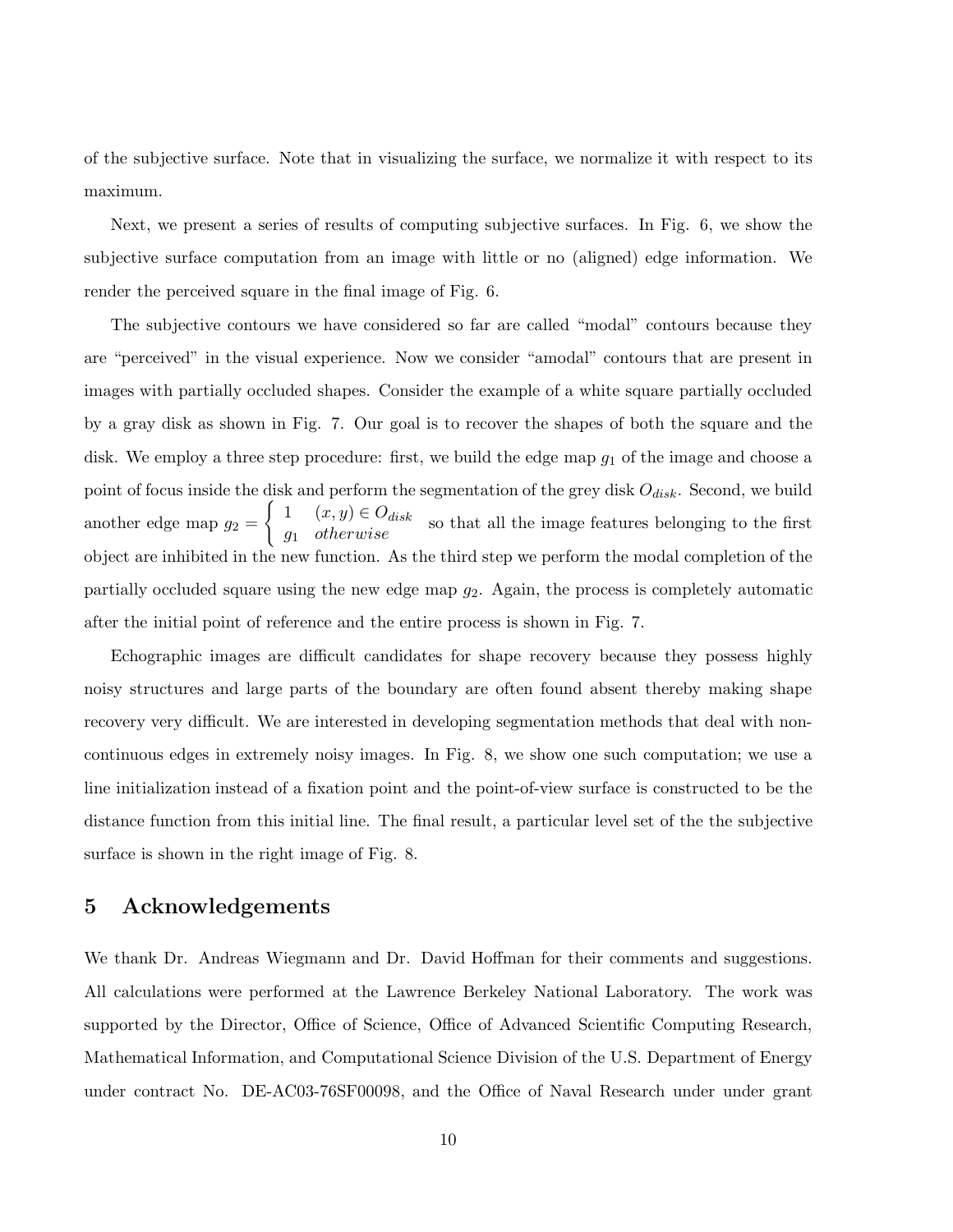of the subjective surface. Note that in visualizing the surface, we normalize it with respect to its maximum.

Next, we present a series of results of computing subjective surfaces. In Fig. 6, we show the subjective surface computation from an image with little or no (aligned) edge information. We render the perceived square in the final image of Fig. 6.

The subjective contours we have considered so far are called "modal" contours because they are "perceived" in the visual experience. Now we consider "amodal" contours that are present in images with partially occluded shapes. Consider the example of a white square partially occluded by a gray disk as shown in Fig. 7. Our goal is to recover the shapes of both the square and the disk. We employ a three step procedure: first, we build the edge map $g_1$ of the image and choose a point of focus inside the disk and perform the segmentation of the grey disk $O_{disk}$. Second, we build another edge map $g_2 = \begin{cases} 1 & (x, y) \in O_{disk} \\ g_1 & otherwise \end{cases}$ so that all the image features belonging to the first object are inhibited in the new function. As the third step we perform the modal completion of the partially occluded square using the new edge map $g_2$. Again, the process is completely automatic after the initial point of reference and the entire process is shown in Fig. 7.

Echographic images are difficult candidates for shape recovery because they possess highly noisy structures and large parts of the boundary are often found absent thereby making shape recovery very difficult. We are interested in developing segmentation methods that deal with non-continuous edges in extremely noisy images. In Fig. 8, we show one such computation; we use a line initialization instead of a fixation point and the point-of-view surface is constructed to be the distance function from this initial line. The final result, a particular level set of the the subjective surface is shown in the right image of Fig. 8.

## 5 Acknowledgements

We thank Dr. Andreas Wiegmann and Dr. David Hoffman for their comments and suggestions. All calculations were performed at the Lawrence Berkeley National Laboratory. The work was supported by the Director, Office of Science, Office of Advanced Scientific Computing Research, Mathematical Information, and Computational Science Division of the U.S. Department of Energy under contract No. DE-AC03-76SF00098, and the Office of Naval Research under under grant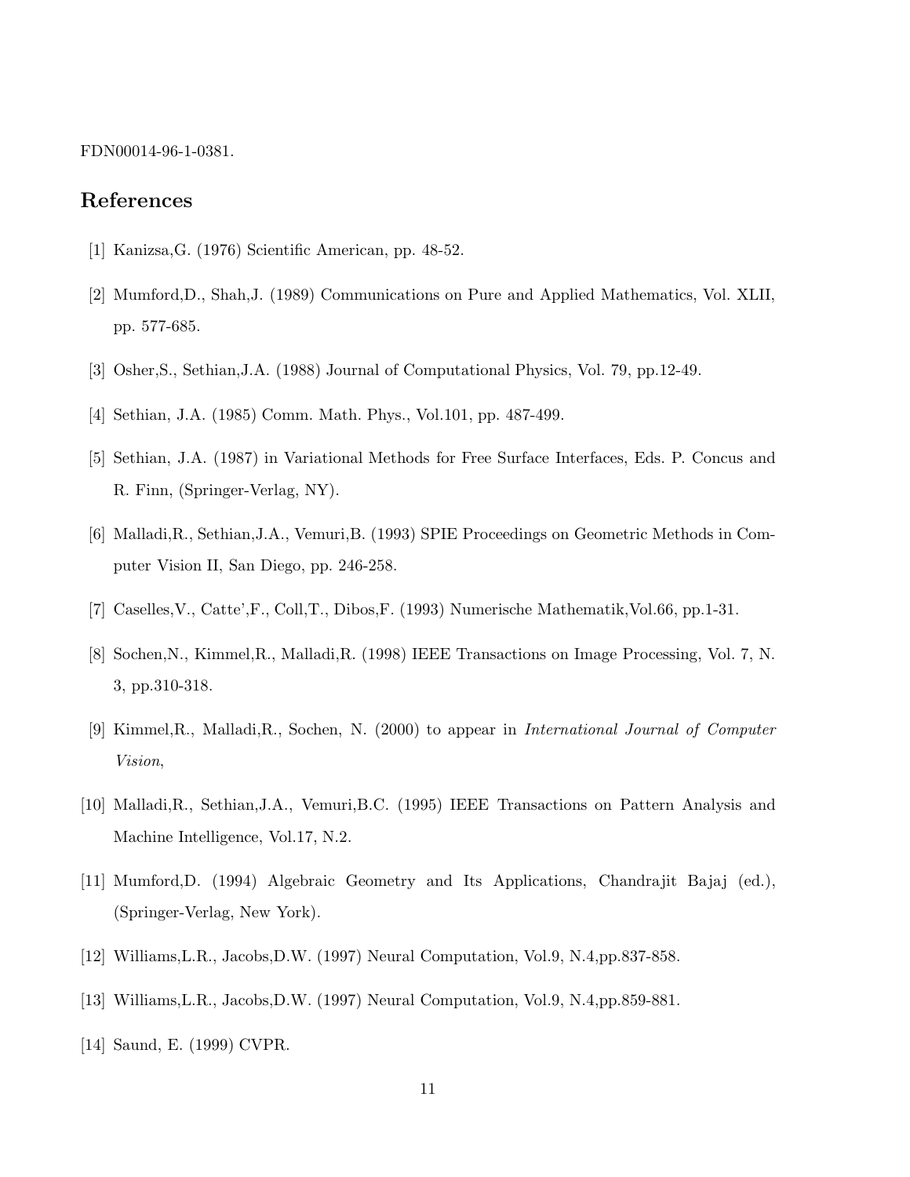FDN00014-96-1-0381.

## References

[1] Kanizsa,G. (1976) Scientific American, pp. 48-52.

[2] Mumford,D., Shah,J. (1989) Communications on Pure and Applied Mathematics, Vol. XLII, pp. 577-685.

[3] Osher,S., Sethian,J.A. (1988) Journal of Computational Physics, Vol. 79, pp.12-49.

[4] Sethian, J.A. (1985) Comm. Math. Phys., Vol.101, pp. 487-499.

[5] Sethian, J.A. (1987) in Variational Methods for Free Surface Interfaces, Eds. P. Concus and R. Finn, (Springer-Verlag, NY).

[6] Malladi,R., Sethian,J.A., Vemuri,B. (1993) SPIE Proceedings on Geometric Methods in Computer Vision II, San Diego, pp. 246-258.

[7] Caselles,V., Catte',F., Coll,T., Dibos,F. (1993) Numerische Mathematik,Vol.66, pp.1-31.

[8] Sochen,N., Kimmel,R., Malladi,R. (1998) IEEE Transactions on Image Processing, Vol. 7, N. 3, pp.310-318.

[9] Kimmel,R., Malladi,R., Sochen, N. (2000) to appear in *International Journal of Computer Vision*,

[10] Malladi,R., Sethian,J.A., Vemuri,B.C. (1995) IEEE Transactions on Pattern Analysis and Machine Intelligence, Vol.17, N.2.

[11] Mumford,D. (1994) Algebraic Geometry and Its Applications, Chandrajit Bajaj (ed.), (Springer-Verlag, New York).

[12] Williams,L.R., Jacobs,D.W. (1997) Neural Computation, Vol.9, N.4,pp.837-858.

[13] Williams,L.R., Jacobs,D.W. (1997) Neural Computation, Vol.9, N.4,pp.859-881.

[14] Saund, E. (1999) CVPR.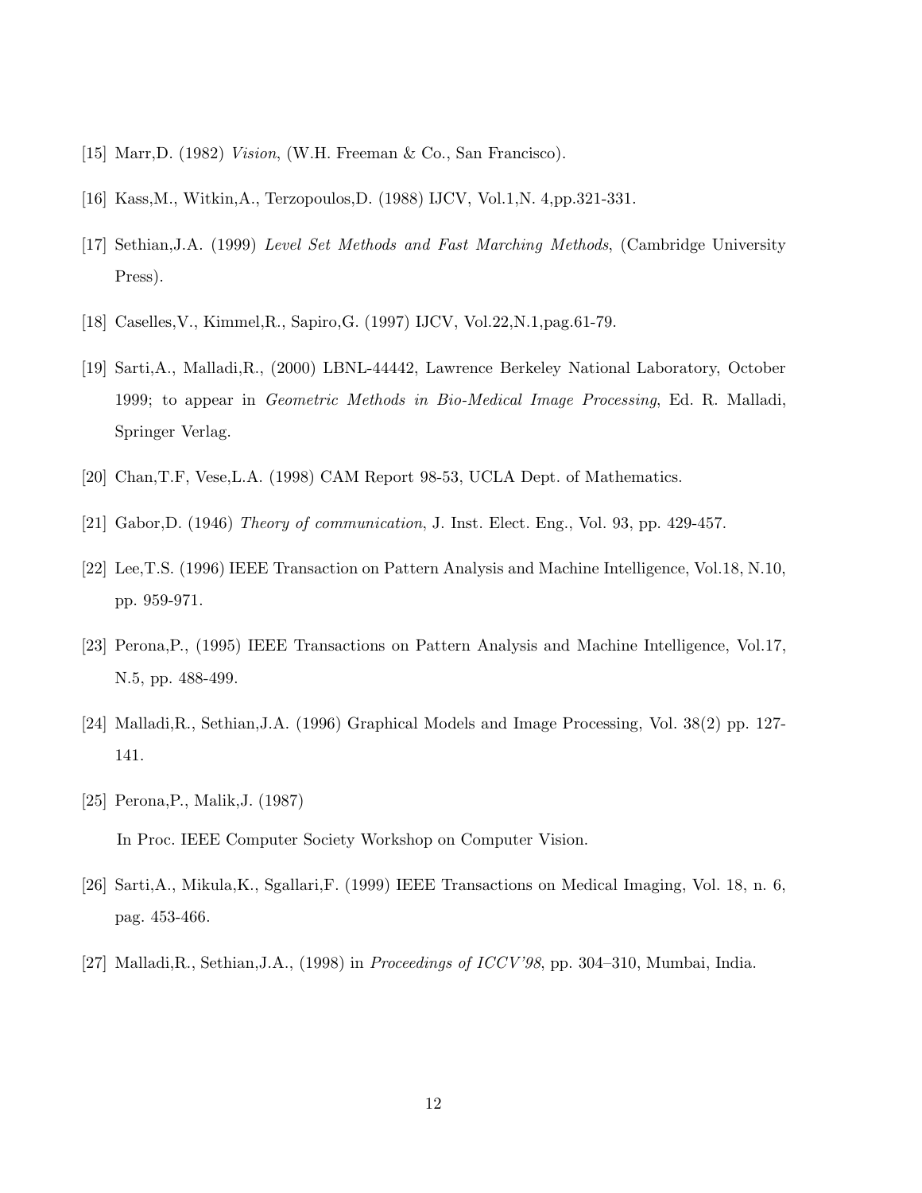[15] Marr,D. (1982) *Vision*, (W.H. Freeman & Co., San Francisco).

[16] Kass,M., Witkin,A., Terzopoulos,D. (1988) IJCV, Vol.1,N. 4,pp.321-331.

[17] Sethian,J.A. (1999) *Level Set Methods and Fast Marching Methods*, (Cambridge University Press).

[18] Caselles,V., Kimmel,R., Sapiro,G. (1997) IJCV, Vol.22,N.1,pag.61-79.

[19] Sarti,A., Malladi,R., (2000) LBNL-44442, Lawrence Berkeley National Laboratory, October 1999; to appear in *Geometric Methods in Bio-Medical Image Processing*, Ed. R. Malladi, Springer Verlag.

[20] Chan,T.F, Vese,L.A. (1998) CAM Report 98-53, UCLA Dept. of Mathematics.

[21] Gabor,D. (1946) *Theory of communication*, J. Inst. Elect. Eng., Vol. 93, pp. 429-457.

[22] Lee,T.S. (1996) IEEE Transaction on Pattern Analysis and Machine Intelligence, Vol.18, N.10, pp. 959-971.

[23] Perona,P., (1995) IEEE Transactions on Pattern Analysis and Machine Intelligence, Vol.17, N.5, pp. 488-499.

[24] Malladi,R., Sethian,J.A. (1996) Graphical Models and Image Processing, Vol. 38(2) pp. 127-141.

[25] Perona,P., Malik,J. (1987)

In Proc. IEEE Computer Society Workshop on Computer Vision.

[26] Sarti,A., Mikula,K., Sgallari,F. (1999) IEEE Transactions on Medical Imaging, Vol. 18, n. 6, pag. 453-466.

[27] Malladi,R., Sethian,J.A., (1998) in *Proceedings of ICCV'98*, pp. 304–310, Mumbai, India.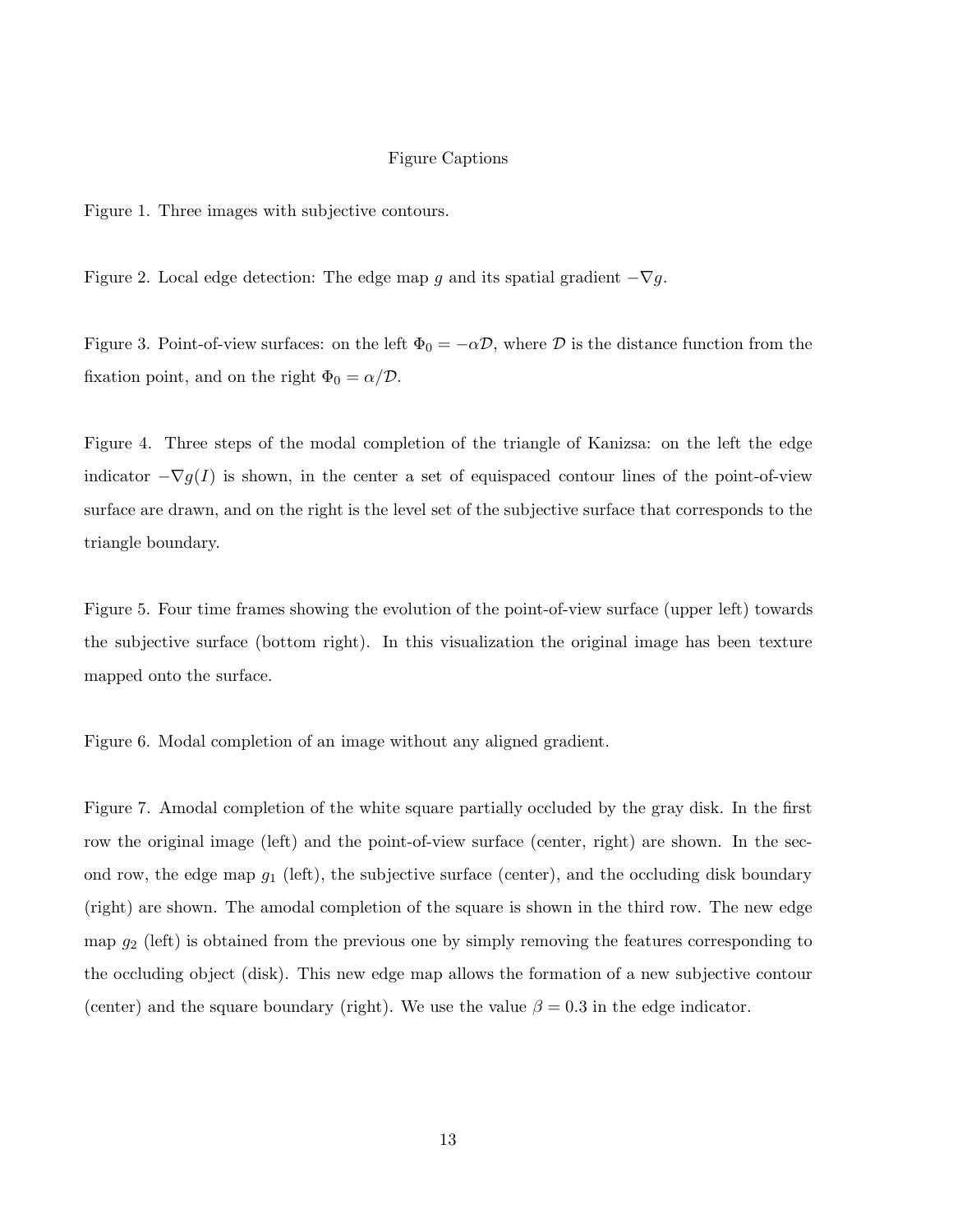# Figure Captions

Figure 1. Three images with subjective contours.

Figure 2. Local edge detection: The edge map $g$ and its spatial gradient $-\nabla g$.

Figure 3. Point-of-view surfaces: on the left $\Phi_0 = -\alpha \mathcal{D}$, where $\mathcal{D}$ is the distance function from the fixation point, and on the right $\Phi_0 = \alpha / \mathcal{D}$.

Figure 4. Three steps of the modal completion of the triangle of Kanizsa: on the left the edge indicator $-\nabla g(I)$ is shown, in the center a set of equispaced contour lines of the point-of-view surface are drawn, and on the right is the level set of the subjective surface that corresponds to the triangle boundary.

Figure 5. Four time frames showing the evolution of the point-of-view surface (upper left) towards the subjective surface (bottom right). In this visualization the original image has been texture mapped onto the surface.

Figure 6. Modal completion of an image without any aligned gradient.

Figure 7. Amodal completion of the white square partially occluded by the gray disk. In the first row the original image (left) and the point-of-view surface (center, right) are shown. In the second row, the edge map $g_1$ (left), the subjective surface (center), and the occluding disk boundary (right) are shown. The amodal completion of the square is shown in the third row. The new edge map $g_2$ (left) is obtained from the previous one by simply removing the features corresponding to the occluding object (disk). This new edge map allows the formation of a new subjective contour (center) and the square boundary (right). We use the value $\beta = 0.3$ in the edge indicator.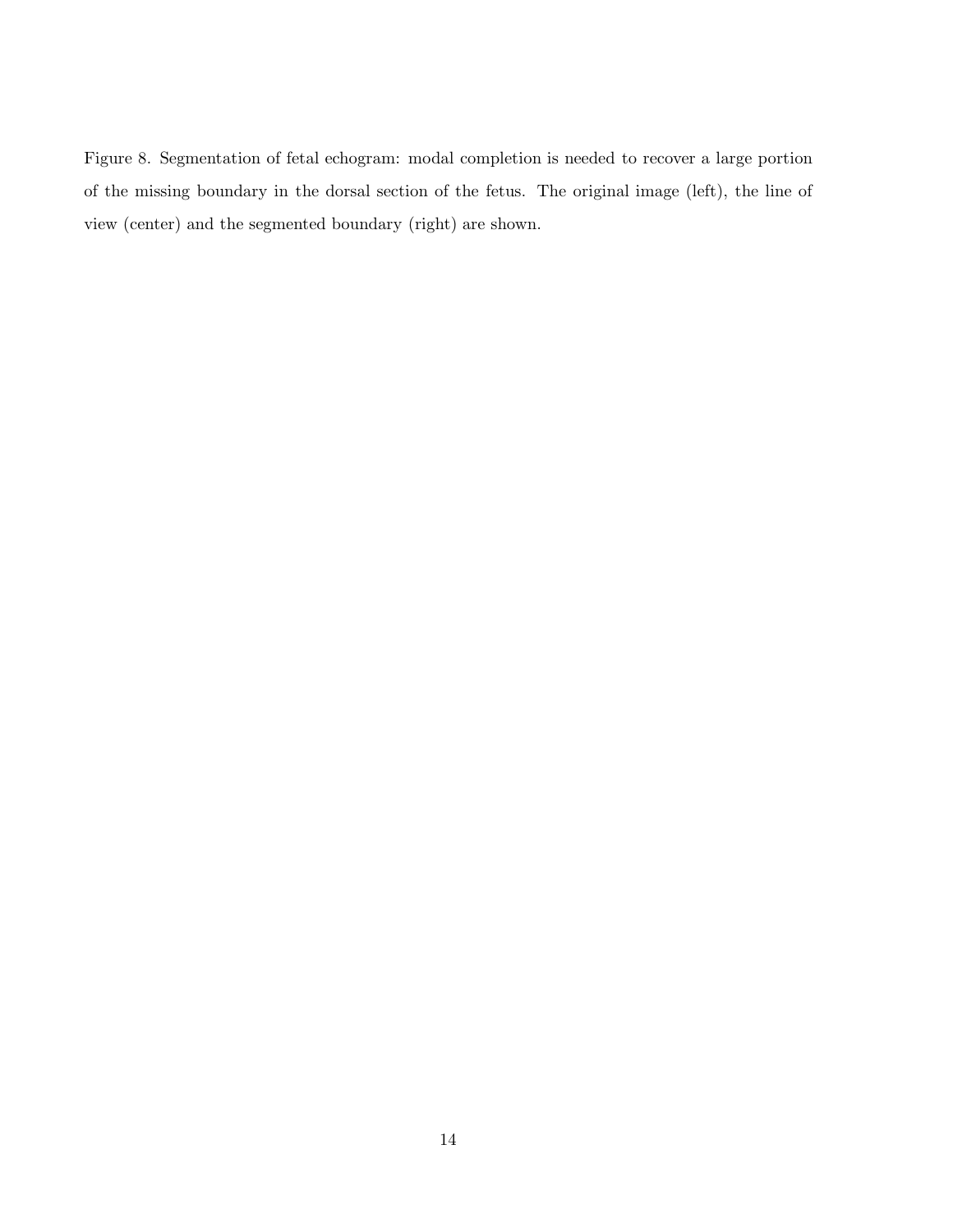Figure 8. Segmentation of fetal echogram: modal completion is needed to recover a large portion of the missing boundary in the dorsal section of the fetus. The original image (left), the line of view (center) and the segmented boundary (right) are shown.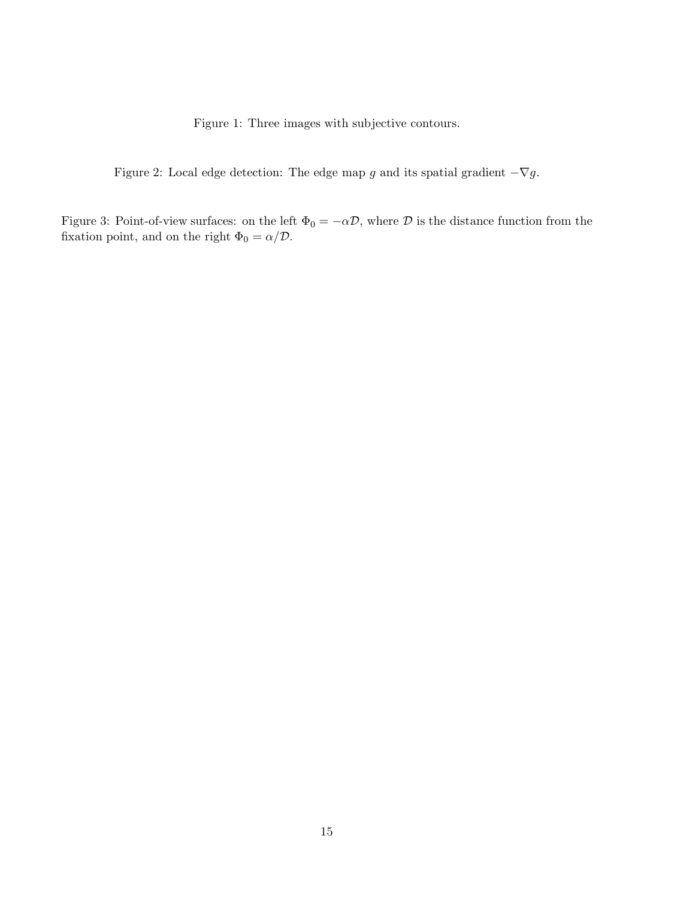Figure 1: Three images with subjective contours.

Figure 2: Local edge detection: The edge map $g$ and its spatial gradient $-\nabla g$.

Figure 3: Point-of-view surfaces: on the left $\Phi_0 = -\alpha \mathcal{D}$, where $\mathcal{D}$ is the distance function from the fixation point, and on the right $\Phi_0 = \alpha / \mathcal{D}$.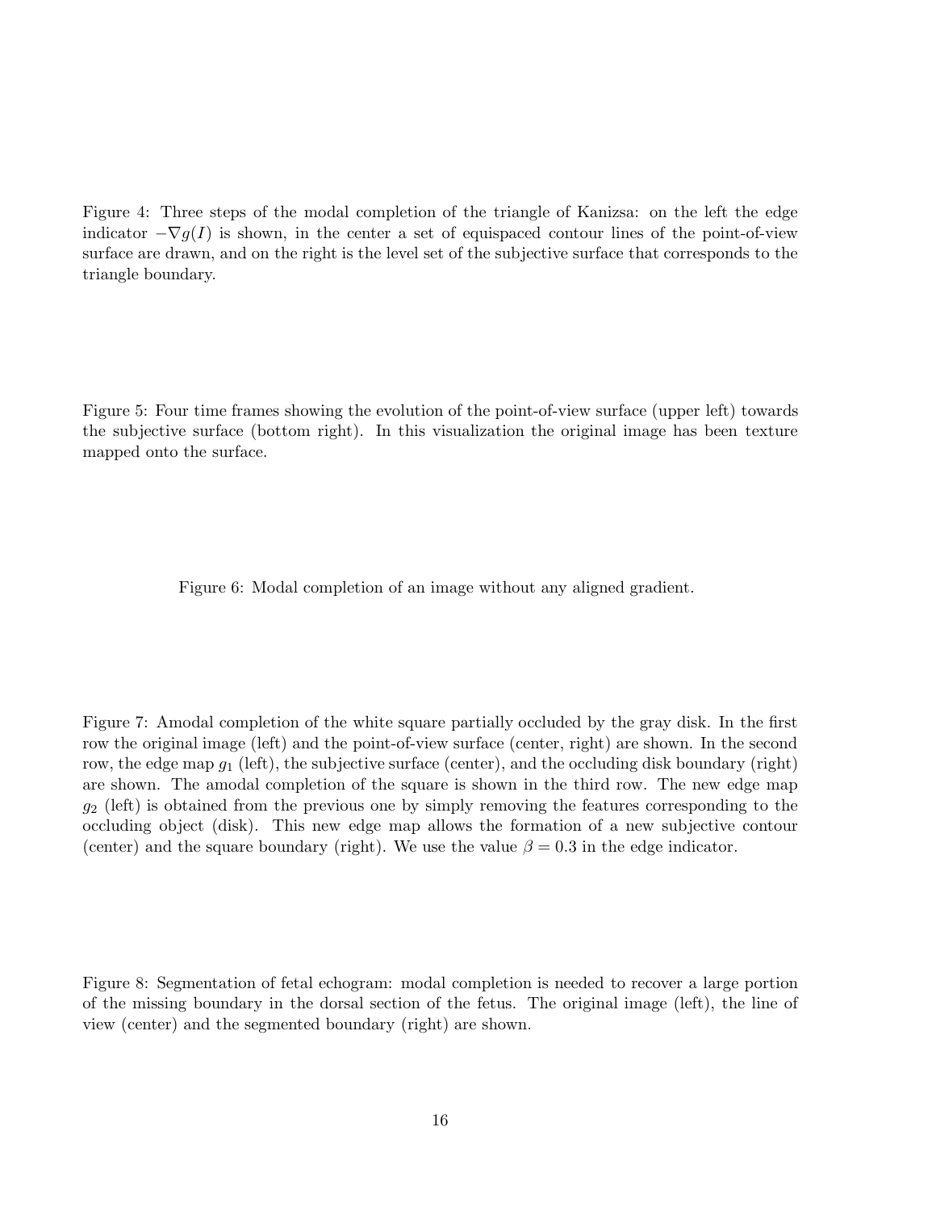Figure 4: Three steps of the modal completion of the triangle of Kanizsa: on the left the edge indicator $-\nabla g(I)$ is shown, in the center a set of equispaced contour lines of the point-of-view surface are drawn, and on the right is the level set of the subjective surface that corresponds to the triangle boundary.

Figure 5: Four time frames showing the evolution of the point-of-view surface (upper left) towards the subjective surface (bottom right). In this visualization the original image has been texture mapped onto the surface.

Figure 6: Modal completion of an image without any aligned gradient.

Figure 7: Amodal completion of the white square partially occluded by the gray disk. In the first row the original image (left) and the point-of-view surface (center, right) are shown. In the second row, the edge map $g_1$ (left), the subjective surface (center), and the occluding disk boundary (right) are shown. The amodal completion of the square is shown in the third row. The new edge map $g_2$ (left) is obtained from the previous one by simply removing the features corresponding to the occluding object (disk). This new edge map allows the formation of a new subjective contour (center) and the square boundary (right). We use the value $\beta = 0.3$ in the edge indicator.

Figure 8: Segmentation of fetal echogram: modal completion is needed to recover a large portion of the missing boundary in the dorsal section of the fetus. The original image (left), the line of view (center) and the segmented boundary (right) are shown.